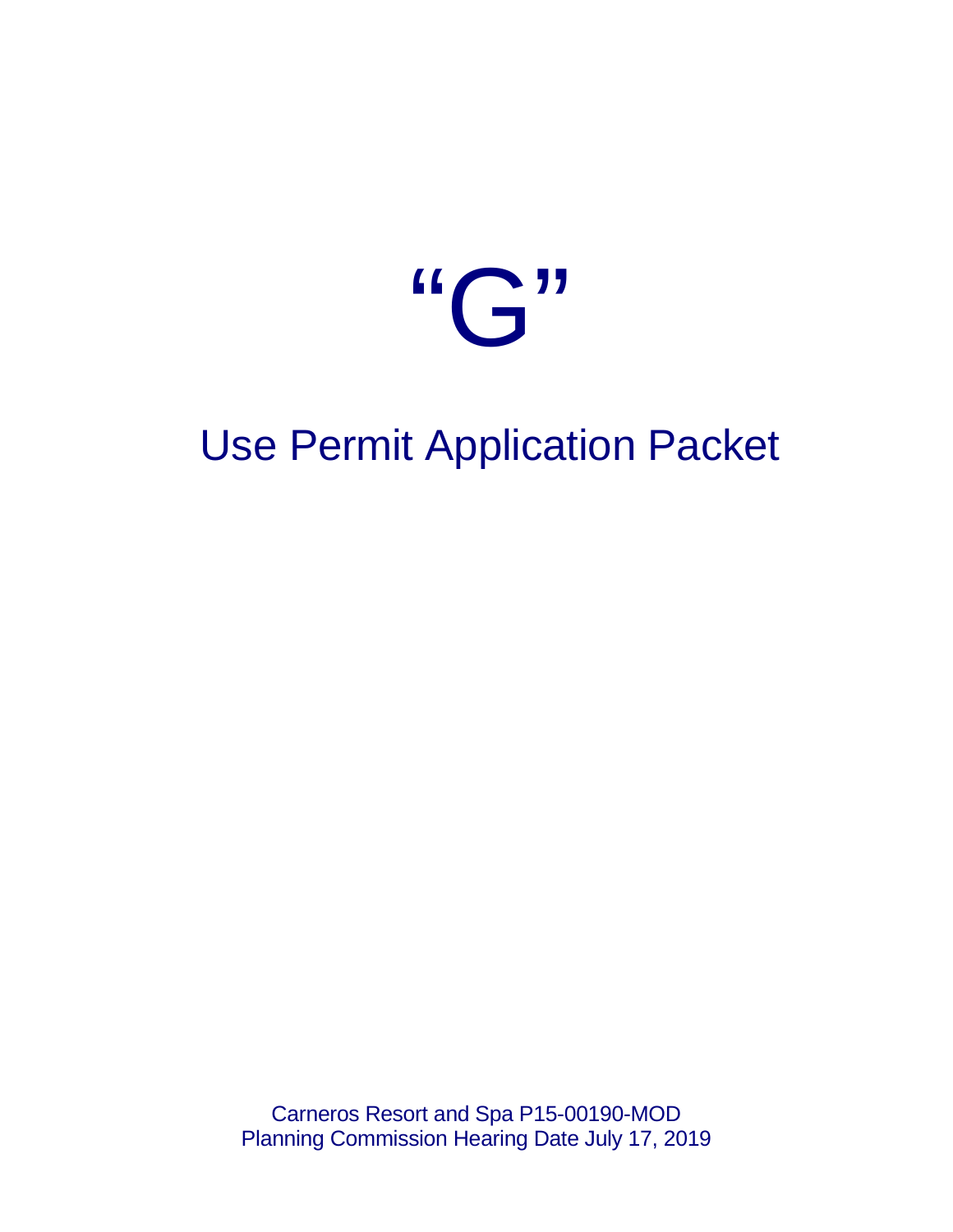# “G”

## Use Permit Application Packet

Carneros Resort and Spa P15-00190-MOD
Planning Commission Hearing Date July 17, 2019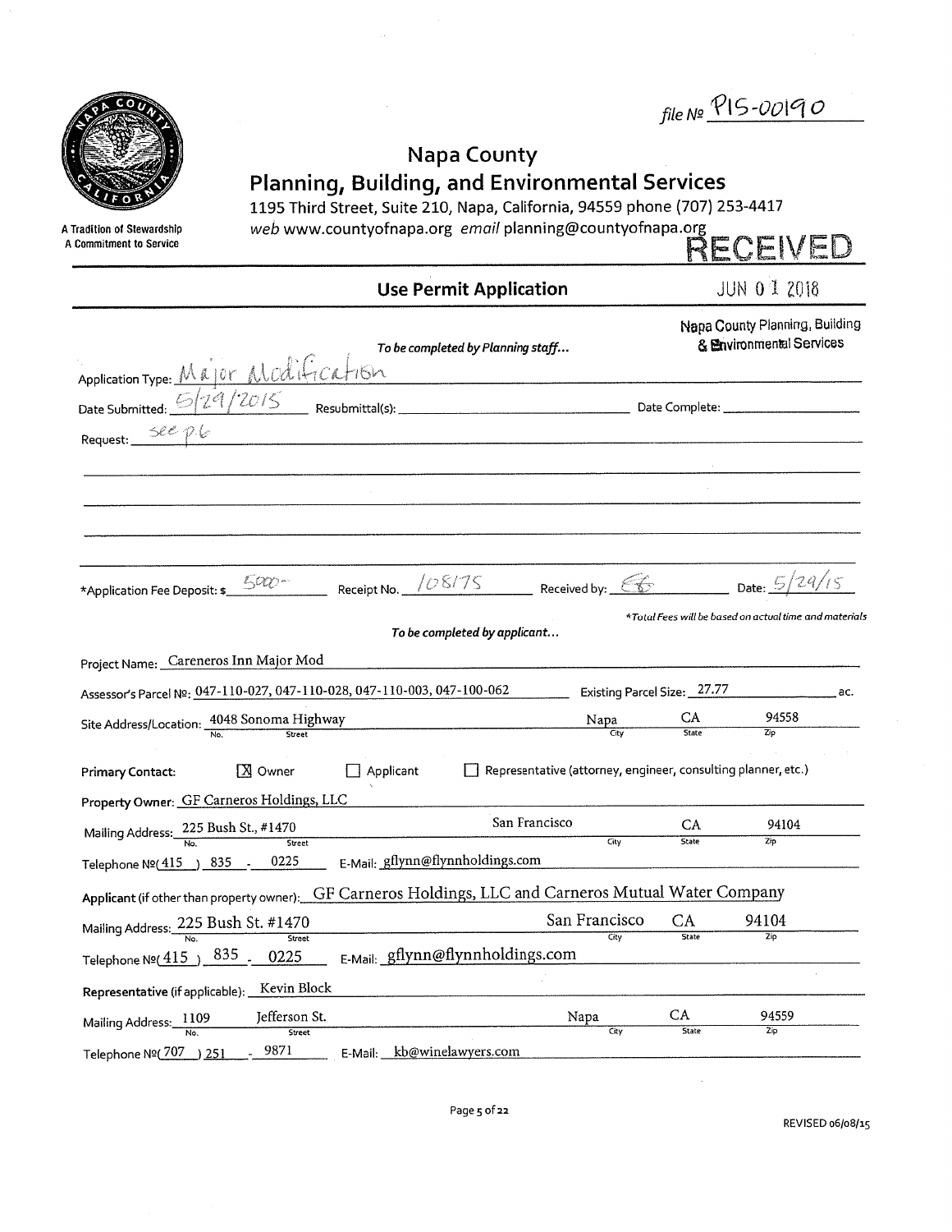file № P15-00190

# Napa County
## Planning, Building, and Environmental Services

1195 Third Street, Suite 210, Napa, California, 94559 phone (707) 253-4417
*web* www.countyofnapa.org *email* planning@countyofnapa.org

A Tradition of Stewardship
A Commitment to Service

RECEIVED
JUN 01 2018
Napa County Planning, Building & Environmental Services

## Use Permit Application

*To be completed by Planning staff...*

Application Type: Major Modification

Date Submitted: 5/29/2015 Resubmittal(s): ______ Date Complete: ______

Request: see p.6

*Application Fee Deposit: $ 5000- Receipt No. 108175 Received by: [initials] Date: 5/29/15

*\*Total Fees will be based on actual time and materials*

*To be completed by applicant...*

Project Name: Careneros Inn Major Mod

Assessor's Parcel №: 047-110-027, 047-110-028, 047-110-003, 047-100-062 Existing Parcel Size: 27.77 ac.

Site Address/Location: 4048 Sonoma Highway, Napa, CA 94558

Primary Contact: [X] Owner [ ] Applicant [ ] Representative (attorney, engineer, consulting planner, etc.)

Property Owner: GF Carneros Holdings, LLC

Mailing Address: 225 Bush St., #1470, San Francisco, CA 94104

Telephone №(415) 835 - 0225 E-Mail: gflynn@flynnholdings.com

Applicant (if other than property owner): GF Carneros Holdings, LLC and Carneros Mutual Water Company

Mailing Address: 225 Bush St. #1470, San Francisco, CA 94104

Telephone №(415) 835 - 0225 E-Mail: gflynn@flynnholdings.com

Representative (if applicable): Kevin Block

Mailing Address: 1109 Jefferson St., Napa, CA 94559

Telephone №(707) 251 - 9871 E-Mail: kb@winelawyers.com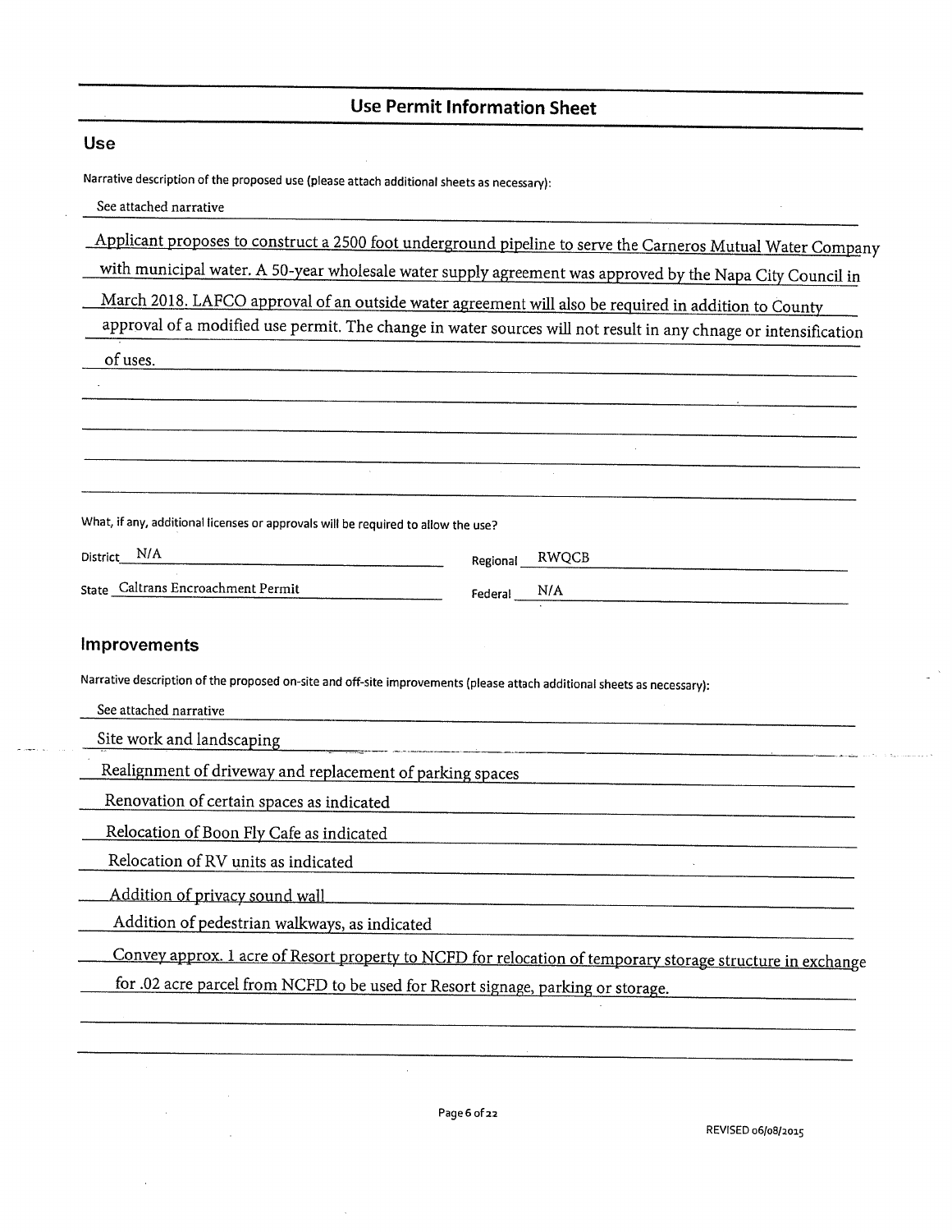## Use Permit Information Sheet

### Use

Narrative description of the proposed use (please attach additional sheets as necessary):

See attached narrative

Applicant proposes to construct a 2500 foot underground pipeline to serve the Carneros Mutual Water Company with municipal water. A 50-year wholesale water supply agreement was approved by the Napa City Council in March 2018. LAFCO approval of an outside water agreement will also be required in addition to County approval of a modified use permit. The change in water sources will not result in any chnage or intensification of uses.

What, if any, additional licenses or approvals will be required to allow the use?

District N/A

Regional RWQCB

State Caltrans Encroachment Permit

Federal N/A

### Improvements

Narrative description of the proposed on-site and off-site improvements (please attach additional sheets as necessary):

See attached narrative

Site work and landscaping

Realignment of driveway and replacement of parking spaces

Renovation of certain spaces as indicated

Relocation of Boon Fly Cafe as indicated

Relocation of RV units as indicated

Addition of privacy sound wall

Addition of pedestrian walkways, as indicated

Convey approx. 1 acre of Resort property to NCFD for relocation of temporary storage structure in exchange for .02 acre parcel from NCFD to be used for Resort signage, parking or storage.

REVISED 06/08/2015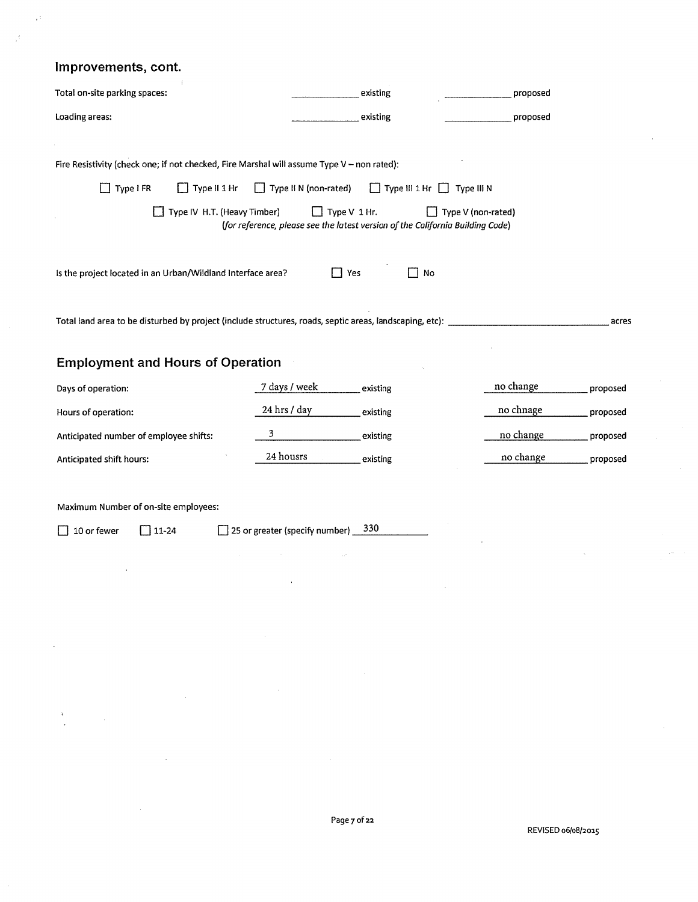## Improvements, cont.

| | | |
|---|---|---|
| Total on-site parking spaces: | ____________ existing | ____________ proposed |
| Loading areas: | ____________ existing | ____________ proposed |

Fire Resistivity (check one; if not checked, Fire Marshal will assume Type V – non rated):

☐ Type I FR ☐ Type II 1 Hr ☐ Type II N (non-rated) ☐ Type III 1 Hr ☐ Type III N

☐ Type IV H.T. (Heavy Timber) ☐ Type V 1 Hr. ☐ Type V (non-rated)

*(for reference, please see the latest version of the California Building Code)*

Is the project located in an Urban/Wildland Interface area? ☐ Yes ☐ No

Total land area to be disturbed by project (include structures, roads, septic areas, landscaping, etc): ____________ acres

## Employment and Hours of Operation

| | Existing | Proposed |
|---|---|---|
| Days of operation: | 7 days / week | no change |
| Hours of operation: | 24 hrs / day | no chnage |
| Anticipated number of employee shifts: | 3 | no change |
| Anticipated shift hours: | 24 housrs | no change |

Maximum Number of on-site employees:

☐ 10 or fewer ☐ 11-24 ☐ 25 or greater (specify number) 330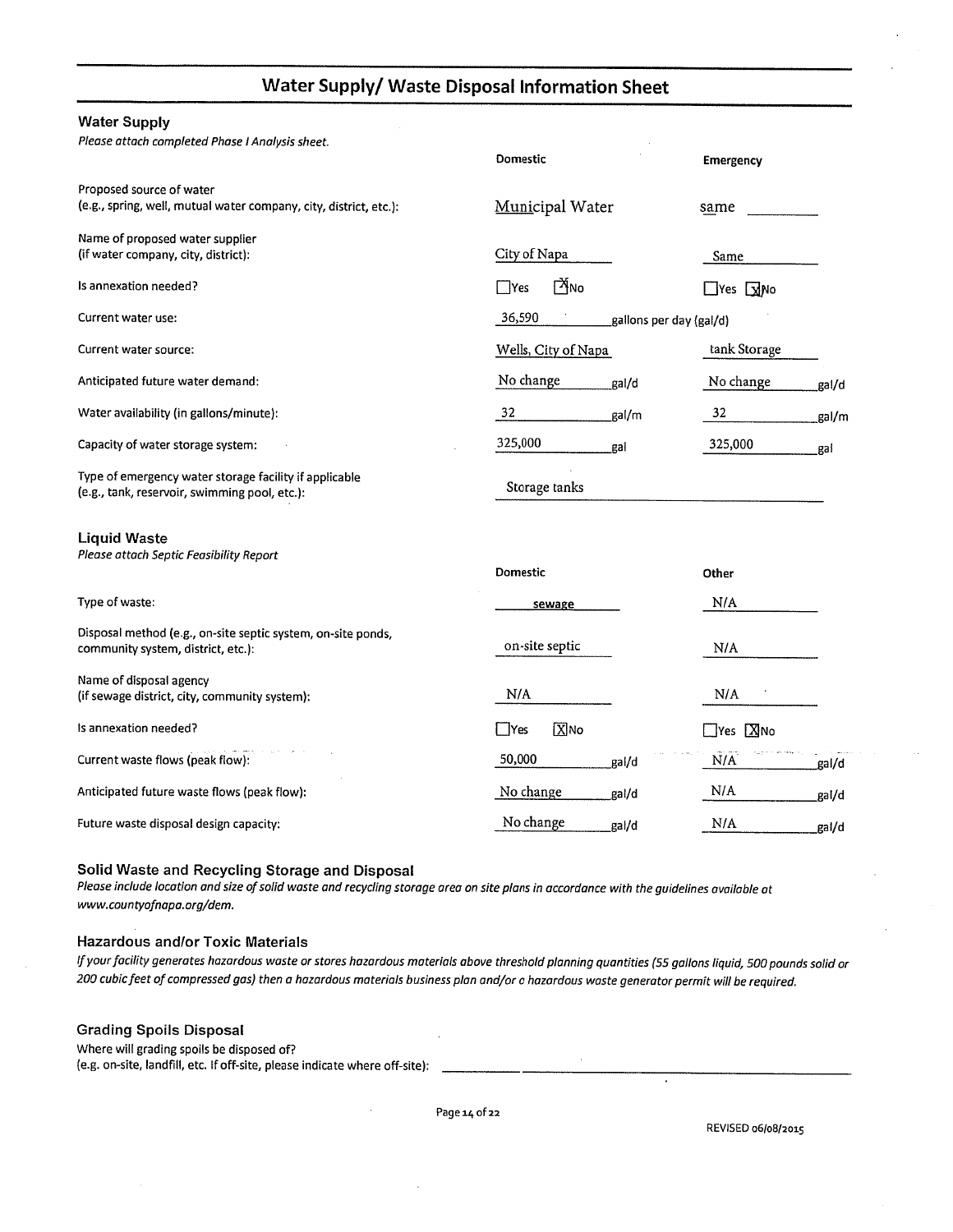# Water Supply/ Waste Disposal Information Sheet

### Water Supply

*Please attach completed Phase I Analysis sheet.*

| | Domestic | Emergency |
|---|---|---|
| Proposed source of water (e.g., spring, well, mutual water company, city, district, etc.): | Municipal Water | same |
| Name of proposed water supplier (if water company, city, district): | City of Napa | Same |
| Is annexation needed? | ☐Yes ☒No | ☐Yes ☒No |
| Current water use: | 36,590 gallons per day (gal/d) | |
| Current water source: | Wells, City of Napa | tank Storage |
| Anticipated future water demand: | No change gal/d | No change gal/d |
| Water availability (in gallons/minute): | 32 gal/m | 32 gal/m |
| Capacity of water storage system: | 325,000 gal | 325,000 gal |
| Type of emergency water storage facility if applicable (e.g., tank, reservoir, swimming pool, etc.): | Storage tanks | |

### Liquid Waste

*Please attach Septic Feasibility Report*

| | Domestic | Other |
|---|---|---|
| Type of waste: | sewage | N/A |
| Disposal method (e.g., on-site septic system, on-site ponds, community system, district, etc.): | on-site septic | N/A |
| Name of disposal agency (if sewage district, city, community system): | N/A | N/A |
| Is annexation needed? | ☐Yes ☒No | ☐Yes ☒No |
| Current waste flows (peak flow): | 50,000 gal/d | N/A gal/d |
| Anticipated future waste flows (peak flow): | No change gal/d | N/A gal/d |
| Future waste disposal design capacity: | No change gal/d | N/A gal/d |

### Solid Waste and Recycling Storage and Disposal

*Please include location and size of solid waste and recycling storage area on site plans in accordance with the guidelines available at www.countyofnapa.org/dem.*

### Hazardous and/or Toxic Materials

*If your facility generates hazardous waste or stores hazardous materials above threshold planning quantities (55 gallons liquid, 500 pounds solid or 200 cubic feet of compressed gas) then a hazardous materials business plan and/or a hazardous waste generator permit will be required.*

### Grading Spoils Disposal

Where will grading spoils be disposed of?
(e.g. on-site, landfill, etc. If off-site, please indicate where off-site): ______________________

REVISED 06/08/2015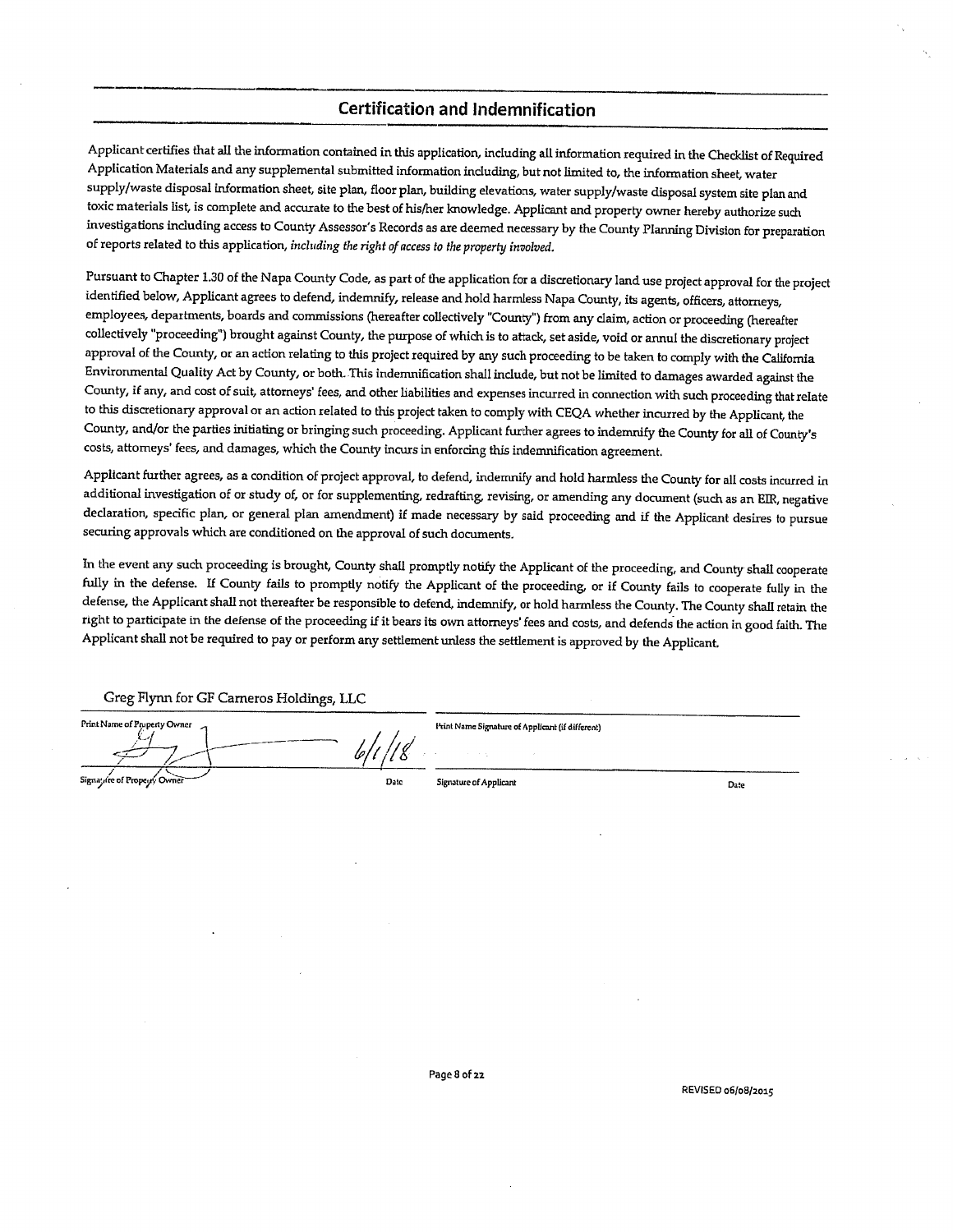## Certification and Indemnification

Applicant certifies that all the information contained in this application, including all information required in the Checklist of Required Application Materials and any supplemental submitted information including, but not limited to, the information sheet, water supply/waste disposal information sheet, site plan, floor plan, building elevations, water supply/waste disposal system site plan and toxic materials list, is complete and accurate to the best of his/her knowledge. Applicant and property owner hereby authorize such investigations including access to County Assessor's Records as are deemed necessary by the County Planning Division for preparation of reports related to this application, *including the right of access to the property involved.*

Pursuant to Chapter 1.30 of the Napa County Code, as part of the application for a discretionary land use project approval for the project identified below, Applicant agrees to defend, indemnify, release and hold harmless Napa County, its agents, officers, attorneys, employees, departments, boards and commissions (hereafter collectively "County") from any claim, action or proceeding (hereafter collectively "proceeding") brought against County, the purpose of which is to attack, set aside, void or annul the discretionary project approval of the County, or an action relating to this project required by any such proceeding to be taken to comply with the California Environmental Quality Act by County, or both. This indemnification shall include, but not be limited to damages awarded against the County, if any, and cost of suit, attorneys' fees, and other liabilities and expenses incurred in connection with such proceeding that relate to this discretionary approval or an action related to this project taken to comply with CEQA whether incurred by the Applicant, the County, and/or the parties initiating or bringing such proceeding. Applicant further agrees to indemnify the County for all of County's costs, attorneys' fees, and damages, which the County incurs in enforcing this indemnification agreement.

Applicant further agrees, as a condition of project approval, to defend, indemnify and hold harmless the County for all costs incurred in additional investigation of or study of, or for supplementing, redrafting, revising, or amending any document (such as an EIR, negative declaration, specific plan, or general plan amendment) if made necessary by said proceeding and if the Applicant desires to pursue securing approvals which are conditioned on the approval of such documents.

In the event any such proceeding is brought, County shall promptly notify the Applicant of the proceeding, and County shall cooperate fully in the defense. If County fails to promptly notify the Applicant of the proceeding, or if County fails to cooperate fully in the defense, the Applicant shall not thereafter be responsible to defend, indemnify, or hold harmless the County. The County shall retain the right to participate in the defense of the proceeding if it bears its own attorneys' fees and costs, and defends the action in good faith. The Applicant shall not be required to pay or perform any settlement unless the settlement is approved by the Applicant.

Greg Flynn for GF Carneros Holdings, LLC

Print Name of Property Owner

[Signature] 6/1/18

Signature of Property Owner — Date

Print Name Signature of Applicant (if different)

Signature of Applicant — Date

REVISED 06/08/2015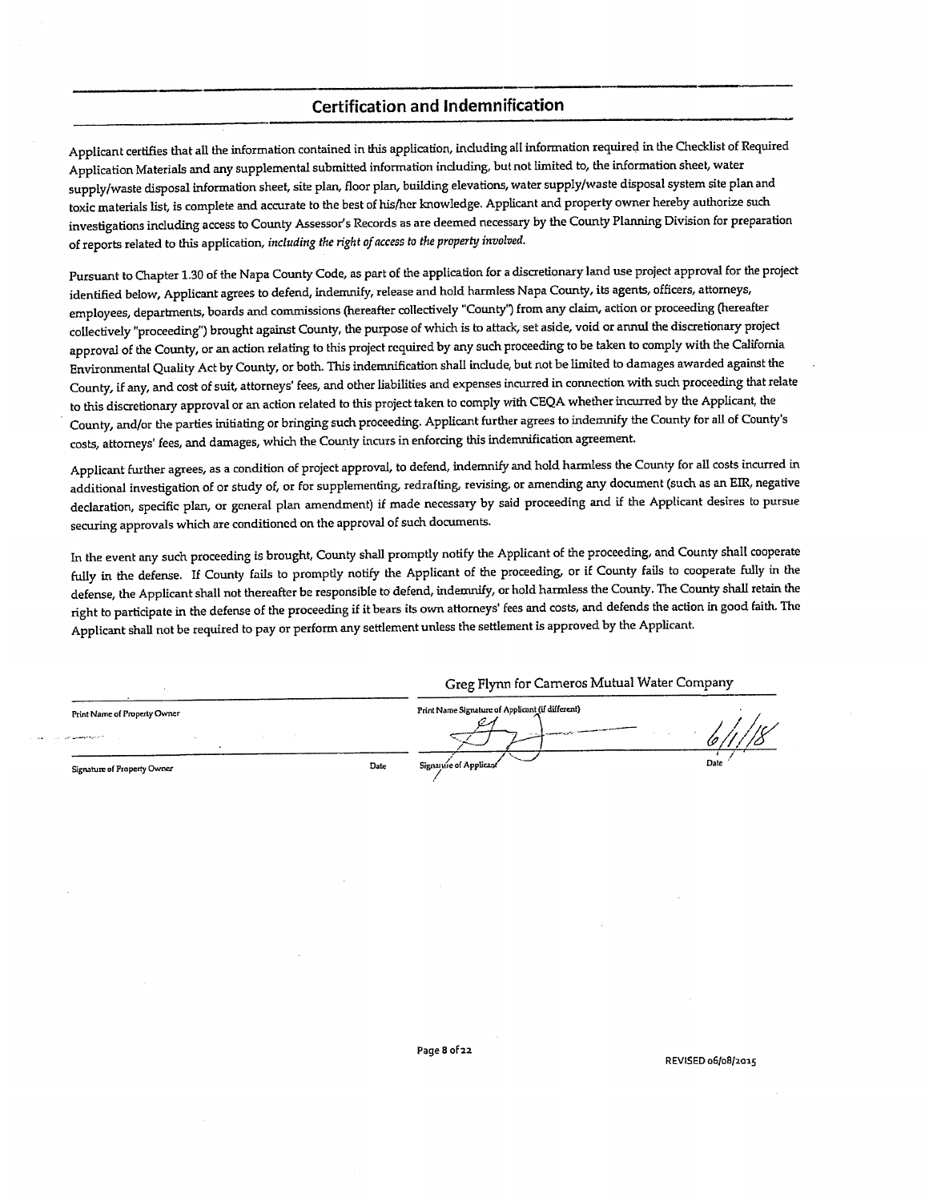## Certification and Indemnification

Applicant certifies that all the information contained in this application, including all information required in the Checklist of Required Application Materials and any supplemental submitted information including, but not limited to, the information sheet, water supply/waste disposal information sheet, site plan, floor plan, building elevations, water supply/waste disposal system site plan and toxic materials list, is complete and accurate to the best of his/her knowledge. Applicant and property owner hereby authorize such investigations including access to County Assessor's Records as are deemed necessary by the County Planning Division for preparation of reports related to this application, *including the right of access to the property involved.*

Pursuant to Chapter 1.30 of the Napa County Code, as part of the application for a discretionary land use project approval for the project identified below, Applicant agrees to defend, indemnify, release and hold harmless Napa County, its agents, officers, attorneys, employees, departments, boards and commissions (hereafter collectively "County") from any claim, action or proceeding (hereafter collectively "proceeding") brought against County, the purpose of which is to attack, set aside, void or annul the discretionary project approval of the County, or an action relating to this project required by any such proceeding to be taken to comply with the California Environmental Quality Act by County, or both. This indemnification shall include, but not be limited to damages awarded against the County, if any, and cost of suit, attorneys' fees, and other liabilities and expenses incurred in connection with such proceeding that relate to this discretionary approval or an action related to this project taken to comply with CEQA whether incurred by the Applicant, the County, and/or the parties initiating or bringing such proceeding. Applicant further agrees to indemnify the County for all of County's costs, attorneys' fees, and damages, which the County incurs in enforcing this indemnification agreement.

Applicant further agrees, as a condition of project approval, to defend, indemnify and hold harmless the County for all costs incurred in additional investigation of or study of, or for supplementing, redrafting, revising, or amending any document (such as an EIR, negative declaration, specific plan, or general plan amendment) if made necessary by said proceeding and if the Applicant desires to pursue securing approvals which are conditioned on the approval of such documents.

In the event any such proceeding is brought, County shall promptly notify the Applicant of the proceeding, and County shall cooperate fully in the defense. If County fails to promptly notify the Applicant of the proceeding, or if County fails to cooperate fully in the defense, the Applicant shall not thereafter be responsible to defend, indemnify, or hold harmless the County. The County shall retain the right to participate in the defense of the proceeding if it bears its own attorneys' fees and costs, and defends the action in good faith. The Applicant shall not be required to pay or perform any settlement unless the settlement is approved by the Applicant.

| | | | |
|---|---|---|---|
| | | Greg Flynn for Carneros Mutual Water Company | |
| Print Name of Property Owner | | Print Name Signature of Applicant (if different) | |
| | | [signature] | 6/1/18 |
| Signature of Property Owner | Date | Signature of Applicant | Date |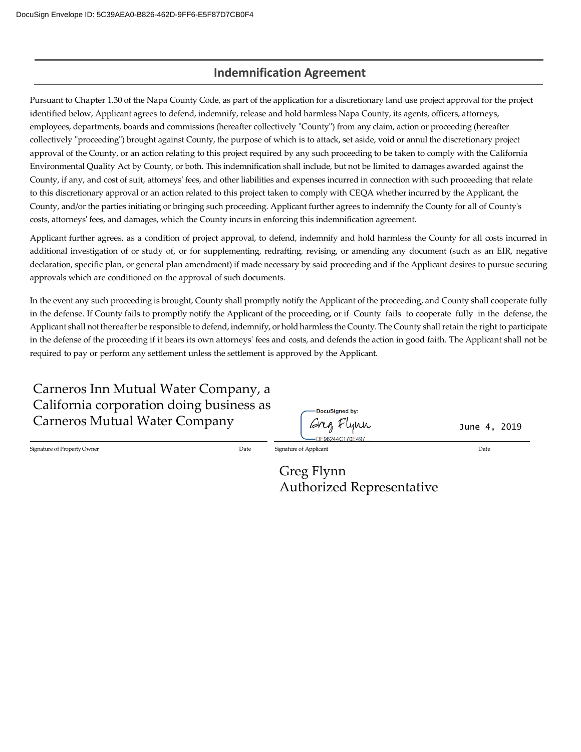DocuSign Envelope ID: 5C39AEA0-B826-462D-9FF6-E5F87D7CB0F4

## Indemnification Agreement

Pursuant to Chapter 1.30 of the Napa County Code, as part of the application for a discretionary land use project approval for the project identified below, Applicant agrees to defend, indemnify, release and hold harmless Napa County, its agents, officers, attorneys, employees, departments, boards and commissions (hereafter collectively "County") from any claim, action or proceeding (hereafter collectively "proceeding") brought against County, the purpose of which is to attack, set aside, void or annul the discretionary project approval of the County, or an action relating to this project required by any such proceeding to be taken to comply with the California Environmental Quality Act by County, or both. This indemnification shall include, but not be limited to damages awarded against the County, if any, and cost of suit, attorneys' fees, and other liabilities and expenses incurred in connection with such proceeding that relate to this discretionary approval or an action related to this project taken to comply with CEQA whether incurred by the Applicant, the County, and/or the parties initiating or bringing such proceeding. Applicant further agrees to indemnify the County for all of County's costs, attorneys' fees, and damages, which the County incurs in enforcing this indemnification agreement.

Applicant further agrees, as a condition of project approval, to defend, indemnify and hold harmless the County for all costs incurred in additional investigation of or study of, or for supplementing, redrafting, revising, or amending any document (such as an EIR, negative declaration, specific plan, or general plan amendment) if made necessary by said proceeding and if the Applicant desires to pursue securing approvals which are conditioned on the approval of such documents.

In the event any such proceeding is brought, County shall promptly notify the Applicant of the proceeding, and County shall cooperate fully in the defense. If County fails to promptly notify the Applicant of the proceeding, or if County fails to cooperate fully in the defense, the Applicant shall not thereafter be responsible to defend, indemnify, or hold harmless the County. The County shall retain the right to participate in the defense of the proceeding if it bears its own attorneys' fees and costs, and defends the action in good faith. The Applicant shall not be required to pay or perform any settlement unless the settlement is approved by the Applicant.

Carneros Inn Mutual Water Company, a California corporation doing business as Carneros Mutual Water Company

Signature of Property Owner Date

DocuSigned by: Greg Flynn
DF96244C170E497...

June 4, 2019

Signature of Applicant Date

Greg Flynn
Authorized Representative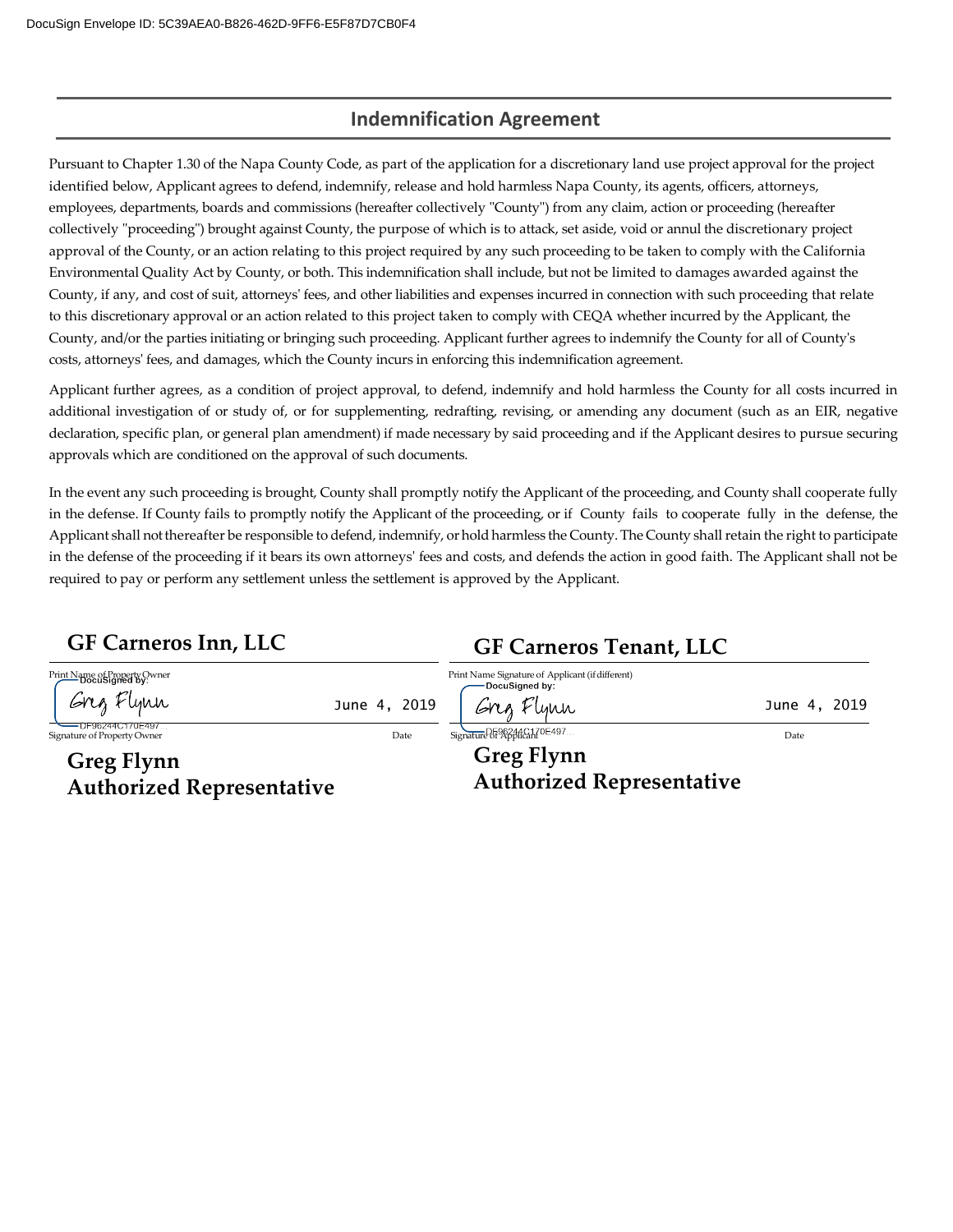DocuSign Envelope ID: 5C39AEA0-B826-462D-9FF6-E5F87D7CB0F4

## Indemnification Agreement

Pursuant to Chapter 1.30 of the Napa County Code, as part of the application for a discretionary land use project approval for the project identified below, Applicant agrees to defend, indemnify, release and hold harmless Napa County, its agents, officers, attorneys, employees, departments, boards and commissions (hereafter collectively "County") from any claim, action or proceeding (hereafter collectively "proceeding") brought against County, the purpose of which is to attack, set aside, void or annul the discretionary project approval of the County, or an action relating to this project required by any such proceeding to be taken to comply with the California Environmental Quality Act by County, or both. This indemnification shall include, but not be limited to damages awarded against the County, if any, and cost of suit, attorneys' fees, and other liabilities and expenses incurred in connection with such proceeding that relate to this discretionary approval or an action related to this project taken to comply with CEQA whether incurred by the Applicant, the County, and/or the parties initiating or bringing such proceeding. Applicant further agrees to indemnify the County for all of County's costs, attorneys' fees, and damages, which the County incurs in enforcing this indemnification agreement.

Applicant further agrees, as a condition of project approval, to defend, indemnify and hold harmless the County for all costs incurred in additional investigation of or study of, or for supplementing, redrafting, revising, or amending any document (such as an EIR, negative declaration, specific plan, or general plan amendment) if made necessary by said proceeding and if the Applicant desires to pursue securing approvals which are conditioned on the approval of such documents.

In the event any such proceeding is brought, County shall promptly notify the Applicant of the proceeding, and County shall cooperate fully in the defense. If County fails to promptly notify the Applicant of the proceeding, or if County fails to cooperate fully in the defense, the Applicant shall not thereafter be responsible to defend, indemnify, or hold harmless the County. The County shall retain the right to participate in the defense of the proceeding if it bears its own attorneys' fees and costs, and defends the action in good faith. The Applicant shall not be required to pay or perform any settlement unless the settlement is approved by the Applicant.

**GF Carneros Inn, LLC**

Print Name of Property Owner

DocuSigned by: Greg Flynn — June 4, 2019

DF96244C170E497...

Signature of Property Owner — Date

**Greg Flynn**
**Authorized Representative**

**GF Carneros Tenant, LLC**

Print Name Signature of Applicant (if different)

DocuSigned by: Greg Flynn — June 4, 2019

DF96244C170E497...

Signature of Applicant — Date

**Greg Flynn**
**Authorized Representative**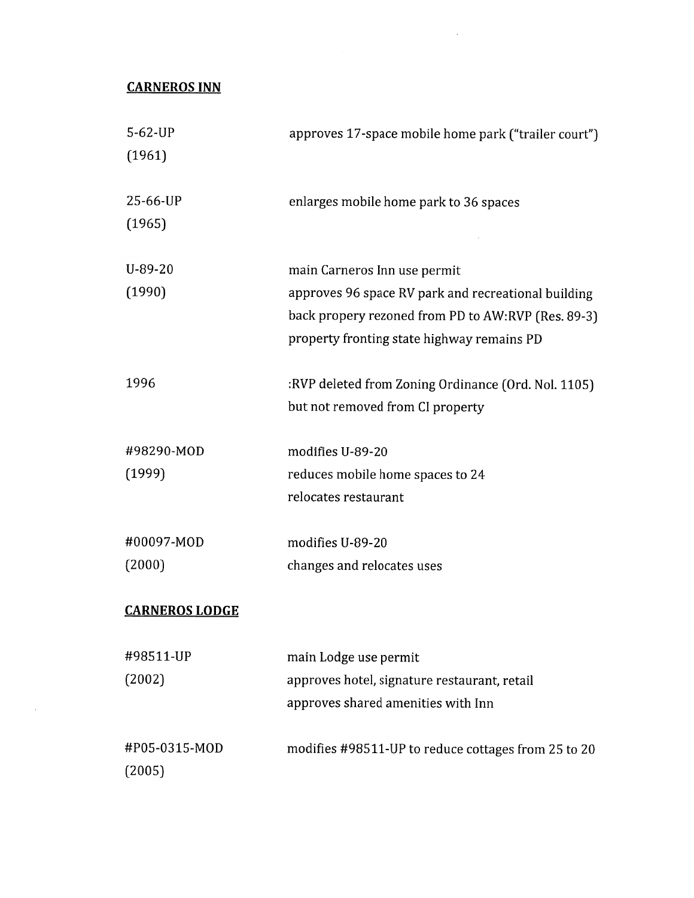## CARNEROS INN

| | |
|---|---|
| 5-62-UP (1961) | approves 17-space mobile home park ("trailer court") |
| 25-66-UP (1965) | enlarges mobile home park to 36 spaces |
| U-89-20 (1990) | main Carneros Inn use permit<br>approves 96 space RV park and recreational building<br>back propery rezoned from PD to AW:RVP (Res. 89-3)<br>property fronting state highway remains PD |
| 1996 | :RVP deleted from Zoning Ordinance (Ord. Nol. 1105)<br>but not removed from CI property |
| #98290-MOD (1999) | modifies U-89-20<br>reduces mobile home spaces to 24<br>relocates restaurant |
| #00097-MOD (2000) | modifies U-89-20<br>changes and relocates uses |

## CARNEROS LODGE

| | |
|---|---|
| #98511-UP (2002) | main Lodge use permit<br>approves hotel, signature restaurant, retail<br>approves shared amenities with Inn |
| #P05-0315-MOD (2005) | modifies #98511-UP to reduce cottages from 25 to 20 |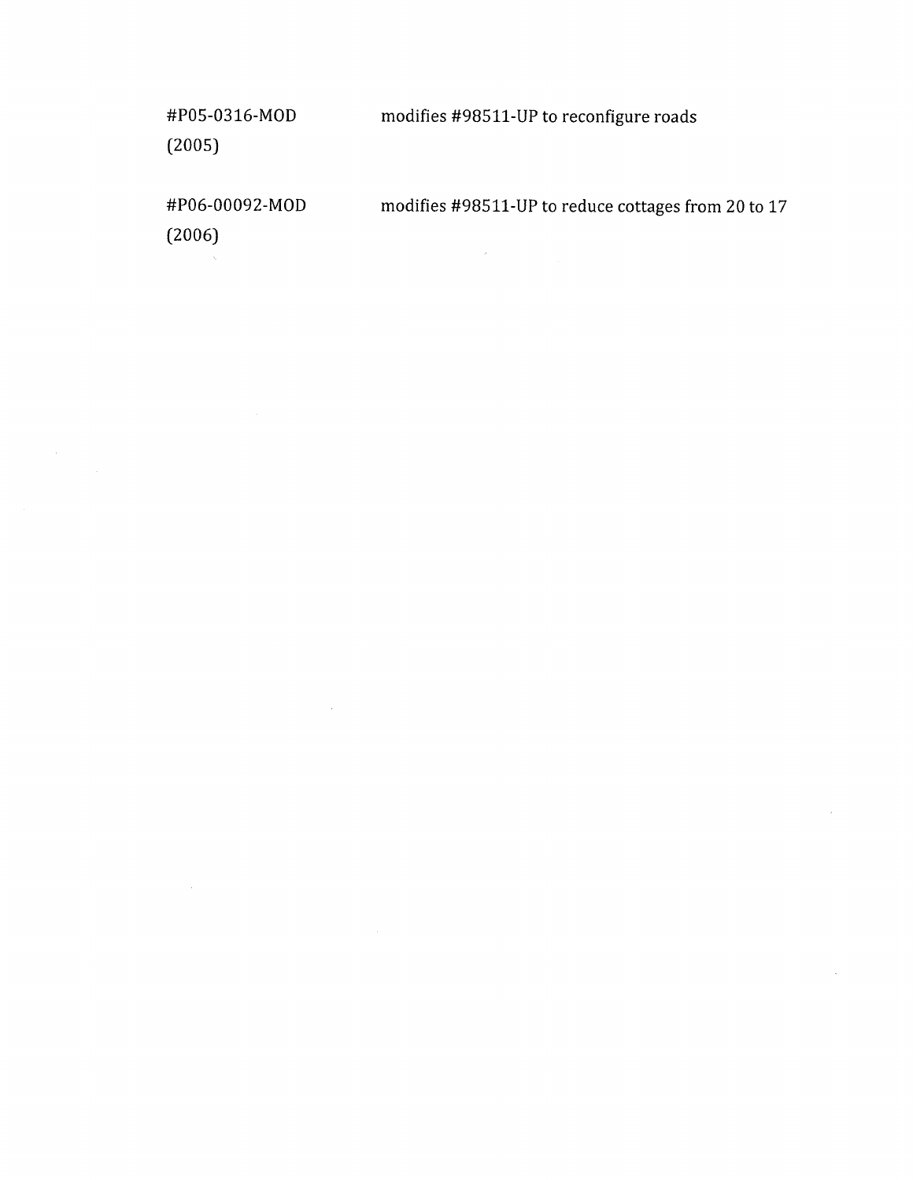| | |
|---|---|
| #P05-0316-MOD (2005) | modifies #98511-UP to reconfigure roads |
| #P06-00092-MOD (2006) | modifies #98511-UP to reduce cottages from 20 to 17 |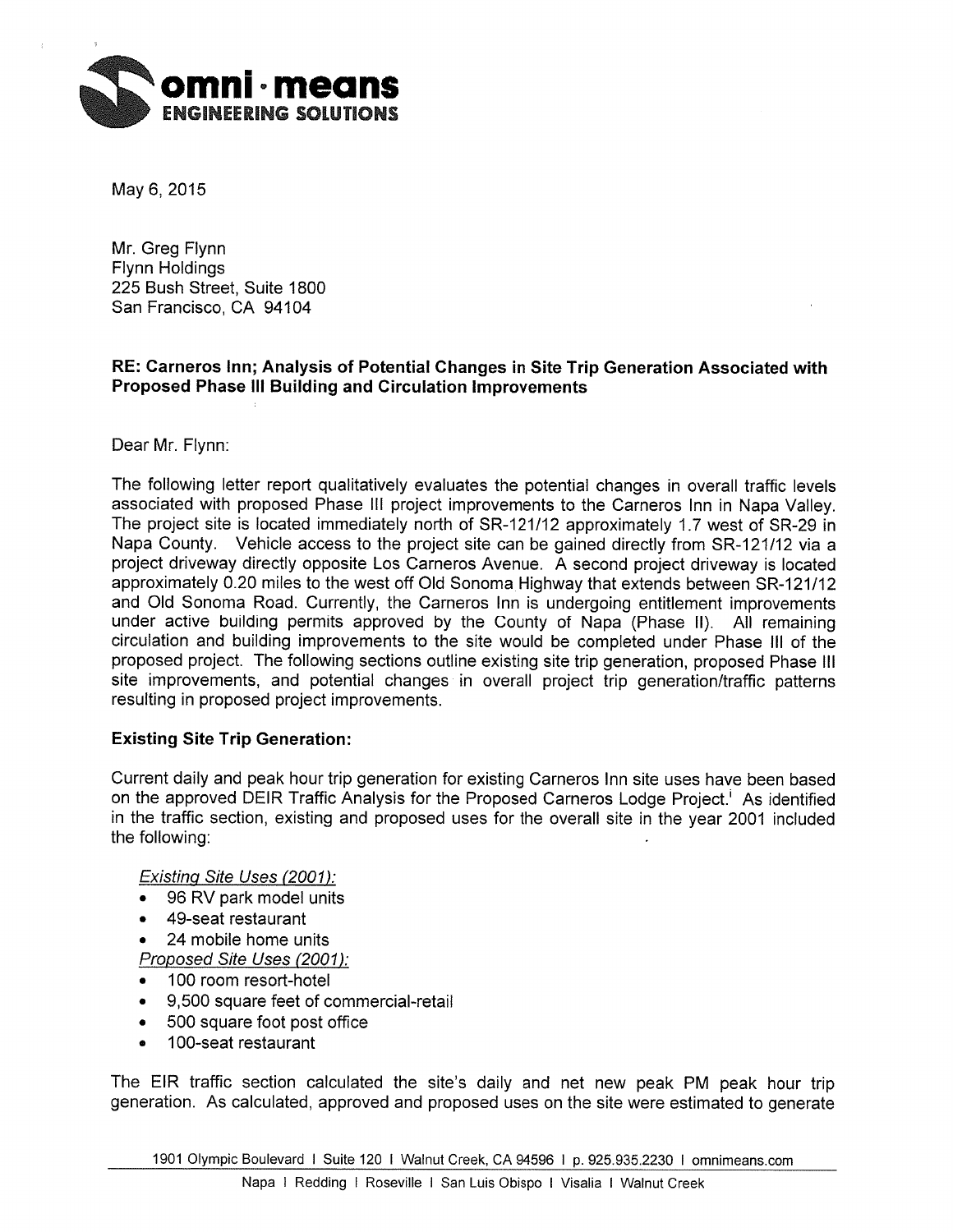omni · means
ENGINEERING SOLUTIONS

May 6, 2015

Mr. Greg Flynn
Flynn Holdings
225 Bush Street, Suite 1800
San Francisco, CA 94104

**RE: Carneros Inn; Analysis of Potential Changes in Site Trip Generation Associated with Proposed Phase III Building and Circulation Improvements**

Dear Mr. Flynn:

The following letter report qualitatively evaluates the potential changes in overall traffic levels associated with proposed Phase III project improvements to the Carneros Inn in Napa Valley. The project site is located immediately north of SR-121/12 approximately 1.7 west of SR-29 in Napa County. Vehicle access to the project site can be gained directly from SR-121/12 via a project driveway directly opposite Los Carneros Avenue. A second project driveway is located approximately 0.20 miles to the west off Old Sonoma Highway that extends between SR-121/12 and Old Sonoma Road. Currently, the Carneros Inn is undergoing entitlement improvements under active building permits approved by the County of Napa (Phase II). All remaining circulation and building improvements to the site would be completed under Phase III of the proposed project. The following sections outline existing site trip generation, proposed Phase III site improvements, and potential changes in overall project trip generation/traffic patterns resulting in proposed project improvements.

**Existing Site Trip Generation:**

Current daily and peak hour trip generation for existing Carneros Inn site uses have been based on the approved DEIR Traffic Analysis for the Proposed Carneros Lodge Project.[i] As identified in the traffic section, existing and proposed uses for the overall site in the year 2001 included the following:

*Existing Site Uses (2001):*

- 96 RV park model units
- 49-seat restaurant
- 24 mobile home units

*Proposed Site Uses (2001):*

- 100 room resort-hotel
- 9,500 square feet of commercial-retail
- 500 square foot post office
- 100-seat restaurant

The EIR traffic section calculated the site's daily and net new peak PM peak hour trip generation. As calculated, approved and proposed uses on the site were estimated to generate

1901 Olympic Boulevard | Suite 120 | Walnut Creek, CA 94596 | p. 925.935.2230 | omnimeans.com

Napa | Redding | Roseville | San Luis Obispo | Visalia | Walnut Creek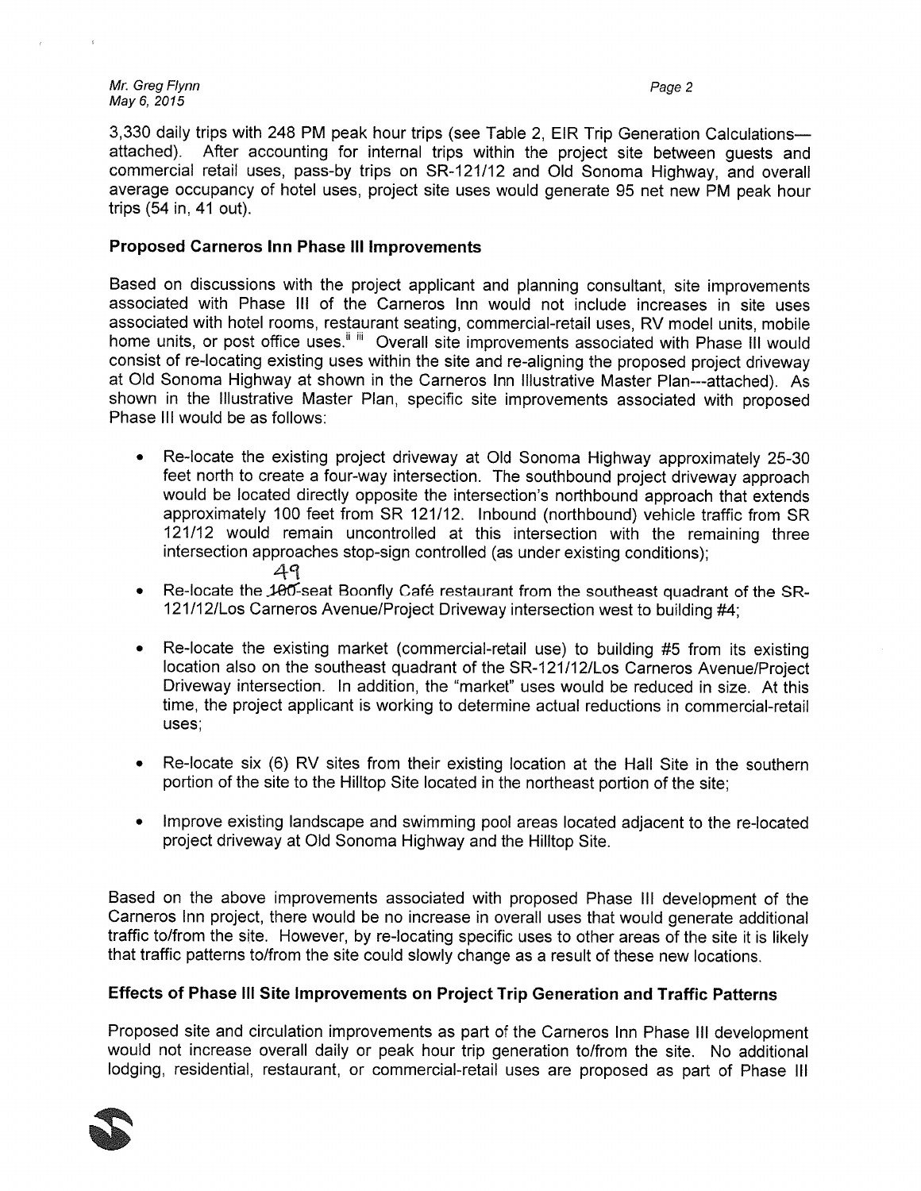3,330 daily trips with 248 PM peak hour trips (see Table 2, EIR Trip Generation Calculations—attached). After accounting for internal trips within the project site between guests and commercial retail uses, pass-by trips on SR-121/12 and Old Sonoma Highway, and overall average occupancy of hotel uses, project site uses would generate 95 net new PM peak hour trips (54 in, 41 out).

### Proposed Carneros Inn Phase III Improvements

Based on discussions with the project applicant and planning consultant, site improvements associated with Phase III of the Carneros Inn would not include increases in site uses associated with hotel rooms, restaurant seating, commercial-retail uses, RV model units, mobile home units, or post office uses.[ii] [iii] Overall site improvements associated with Phase III would consist of re-locating existing uses within the site and re-aligning the proposed project driveway at Old Sonoma Highway at shown in the Carneros Inn Illustrative Master Plan---attached). As shown in the Illustrative Master Plan, specific site improvements associated with proposed Phase III would be as follows:

- Re-locate the existing project driveway at Old Sonoma Highway approximately 25-30 feet north to create a four-way intersection. The southbound project driveway approach would be located directly opposite the intersection's northbound approach that extends approximately 100 feet from SR 121/12. Inbound (northbound) vehicle traffic from SR 121/12 would remain uncontrolled at this intersection with the remaining three intersection approaches stop-sign controlled (as under existing conditions);
- Re-locate the ~~100~~ 49-seat Boonfly Café restaurant from the southeast quadrant of the SR-121/12/Los Carneros Avenue/Project Driveway intersection west to building #4;
- Re-locate the existing market (commercial-retail use) to building #5 from its existing location also on the southeast quadrant of the SR-121/12/Los Carneros Avenue/Project Driveway intersection. In addition, the "market" uses would be reduced in size. At this time, the project applicant is working to determine actual reductions in commercial-retail uses;
- Re-locate six (6) RV sites from their existing location at the Hall Site in the southern portion of the site to the Hilltop Site located in the northeast portion of the site;
- Improve existing landscape and swimming pool areas located adjacent to the re-located project driveway at Old Sonoma Highway and the Hilltop Site.

Based on the above improvements associated with proposed Phase III development of the Carneros Inn project, there would be no increase in overall uses that would generate additional traffic to/from the site. However, by re-locating specific uses to other areas of the site it is likely that traffic patterns to/from the site could slowly change as a result of these new locations.

### Effects of Phase III Site Improvements on Project Trip Generation and Traffic Patterns

Proposed site and circulation improvements as part of the Carneros Inn Phase III development would not increase overall daily or peak hour trip generation to/from the site. No additional lodging, residential, restaurant, or commercial-retail uses are proposed as part of Phase III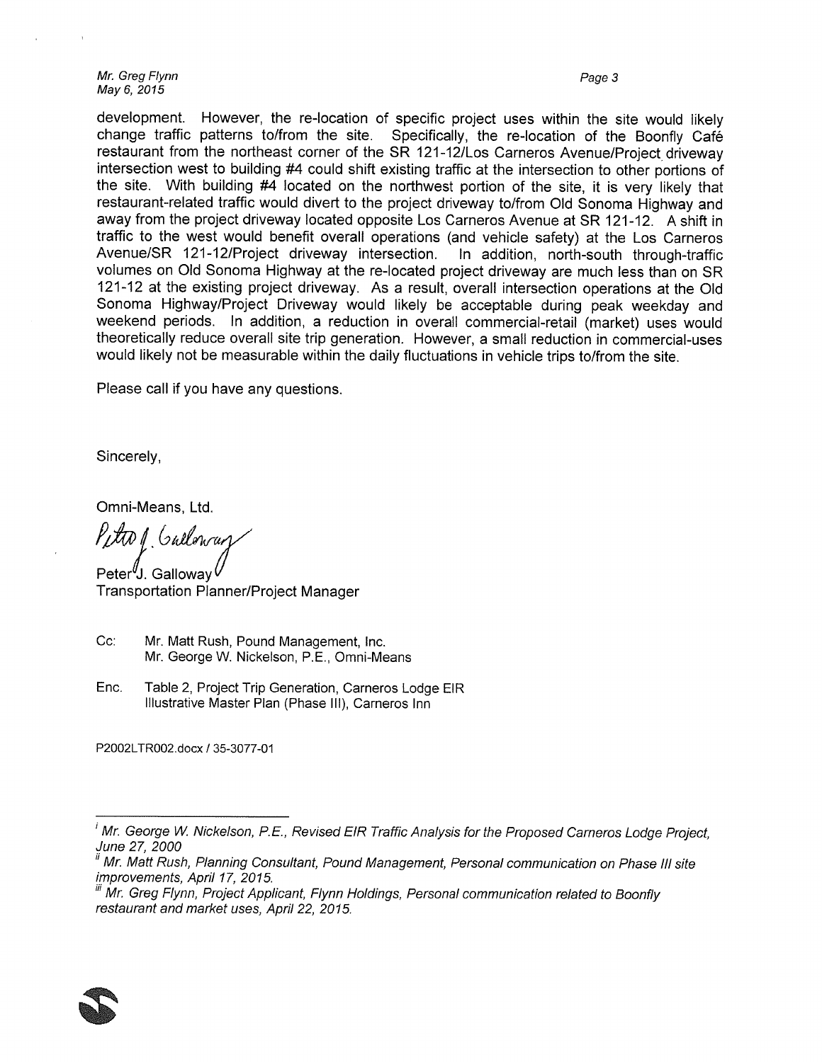development. However, the re-location of specific project uses within the site would likely change traffic patterns to/from the site. Specifically, the re-location of the Boonfly Café restaurant from the northeast corner of the SR 121-12/Los Carneros Avenue/Project driveway intersection west to building #4 could shift existing traffic at the intersection to other portions of the site. With building #4 located on the northwest portion of the site, it is very likely that restaurant-related traffic would divert to the project driveway to/from Old Sonoma Highway and away from the project driveway located opposite Los Carneros Avenue at SR 121-12. A shift in traffic to the west would benefit overall operations (and vehicle safety) at the Los Carneros Avenue/SR 121-12/Project driveway intersection. In addition, north-south through-traffic volumes on Old Sonoma Highway at the re-located project driveway are much less than on SR 121-12 at the existing project driveway. As a result, overall intersection operations at the Old Sonoma Highway/Project Driveway would likely be acceptable during peak weekday and weekend periods. In addition, a reduction in overall commercial-retail (market) uses would theoretically reduce overall site trip generation. However, a small reduction in commercial-uses would likely not be measurable within the daily fluctuations in vehicle trips to/from the site.

Please call if you have any questions.

Sincerely,

Omni-Means, Ltd.

Peter J. Galloway
Transportation Planner/Project Manager

Cc: Mr. Matt Rush, Pound Management, Inc.
Mr. George W. Nickelson, P.E., Omni-Means

Enc. Table 2, Project Trip Generation, Carneros Lodge EIR
Illustrative Master Plan (Phase III), Carneros Inn

P2002LTR002.docx / 35-3077-01

---

[i] *Mr. George W. Nickelson, P.E., Revised EIR Traffic Analysis for the Proposed Carneros Lodge Project, June 27, 2000*

[ii] *Mr. Matt Rush, Planning Consultant, Pound Management, Personal communication on Phase III site improvements, April 17, 2015.*

[iii] *Mr. Greg Flynn, Project Applicant, Flynn Holdings, Personal communication related to Boonfly restaurant and market uses, April 22, 2015.*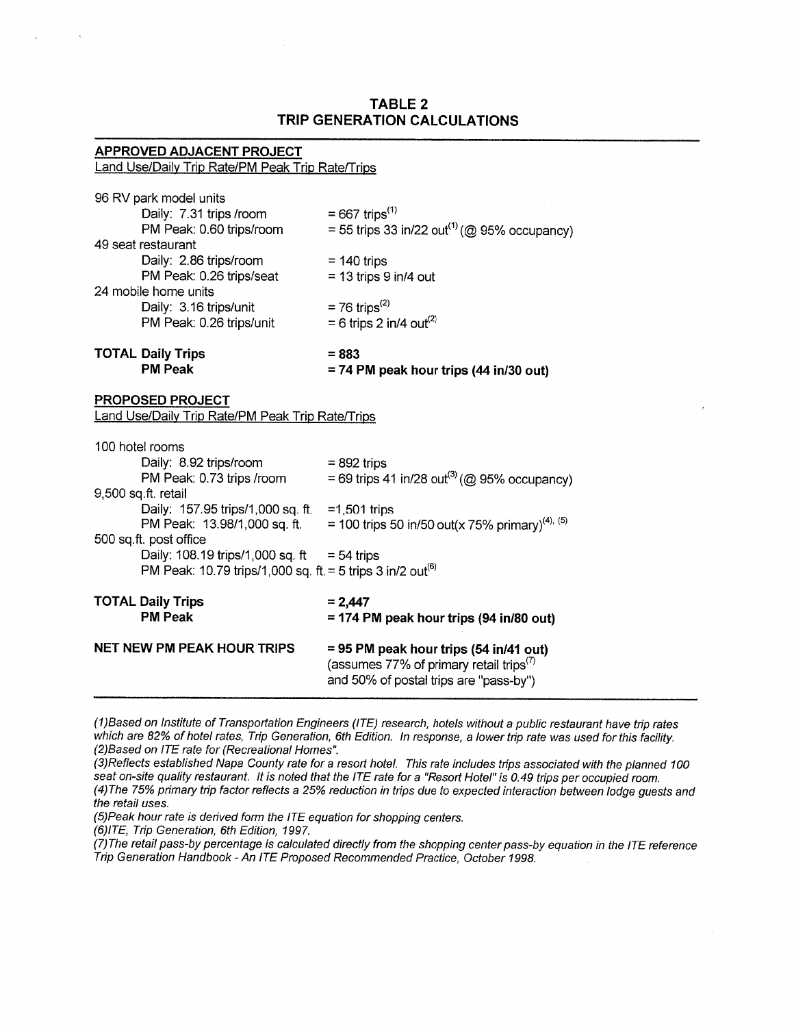# TABLE 2
# TRIP GENERATION CALCULATIONS

**APPROVED ADJACENT PROJECT**

Land Use/Daily Trip Rate/PM Peak Trip Rate/Trips

| | |
|---|---|
| 96 RV park model units | |
| Daily: 7.31 trips /room | = 667 trips[1] |
| PM Peak: 0.60 trips/room | = 55 trips 33 in/22 out[1] (@ 95% occupancy) |
| 49 seat restaurant | |
| Daily: 2.86 trips/room | = 140 trips |
| PM Peak: 0.26 trips/seat | = 13 trips 9 in/4 out |
| 24 mobile home units | |
| Daily: 3.16 trips/unit | = 76 trips[2] |
| PM Peak: 0.26 trips/unit | = 6 trips 2 in/4 out[2] |
| **TOTAL Daily Trips** | **= 883** |
| **PM Peak** | **= 74 PM peak hour trips (44 in/30 out)** |

**PROPOSED PROJECT**

Land Use/Daily Trip Rate/PM Peak Trip Rate/Trips

| | |
|---|---|
| 100 hotel rooms | |
| Daily: 8.92 trips/room | = 892 trips |
| PM Peak: 0.73 trips /room | = 69 trips 41 in/28 out[3] (@ 95% occupancy) |
| 9,500 sq.ft. retail | |
| Daily: 157.95 trips/1,000 sq. ft. | =1,501 trips |
| PM Peak: 13.98/1,000 sq. ft. | = 100 trips 50 in/50 out(x 75% primary)[4], [5] |
| 500 sq.ft. post office | |
| Daily: 108.19 trips/1,000 sq. ft | = 54 trips |
| PM Peak: 10.79 trips/1,000 sq. ft. | = 5 trips 3 in/2 out[6] |
| **TOTAL Daily Trips** | **= 2,447** |
| **PM Peak** | **= 174 PM peak hour trips (94 in/80 out)** |
| **NET NEW PM PEAK HOUR TRIPS** | **= 95 PM peak hour trips (54 in/41 out)** (assumes 77% of primary retail trips[7] and 50% of postal trips are "pass-by") |

*(1)Based on Institute of Transportation Engineers (ITE) research, hotels without a public restaurant have trip rates which are 82% of hotel rates, Trip Generation, 6th Edition. In response, a lower trip rate was used for this facility.*
*(2)Based on ITE rate for (Recreational Homes".*
*(3)Reflects established Napa County rate for a resort hotel. This rate includes trips associated with the planned 100 seat on-site quality restaurant. It is noted that the ITE rate for a "Resort Hotel" is 0.49 trips per occupied room.*
*(4)The 75% primary trip factor reflects a 25% reduction in trips due to expected interaction between lodge guests and the retail uses.*
*(5)Peak hour rate is derived form the ITE equation for shopping centers.*
*(6)ITE, Trip Generation, 6th Edition, 1997.*
*(7)The retail pass-by percentage is calculated directly from the shopping center pass-by equation in the ITE reference Trip Generation Handbook - An ITE Proposed Recommended Practice, October 1998.*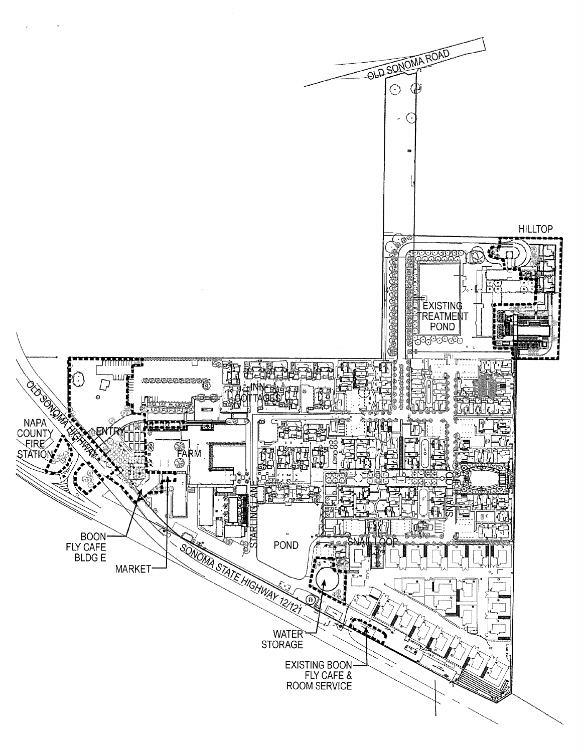OLD SONOMA ROAD

HILLTOP

EXISTING
REATMENT
POND

INN
COTTAGES

NAPA
COUNTY
FIRE
STATION

OLD SONOMA HIGHWAY

ENTRY

FARM

STARLING LANE

SNAIL LOOP

POND

SNAIL LOOP

BOON
FLY CAFE
BLDG E

MARKET

SONOMA STATE HIGHWAY 12/121

WATER
STORAGE

EXISTING BOON
FLY CAFE &
ROOM SERVICE